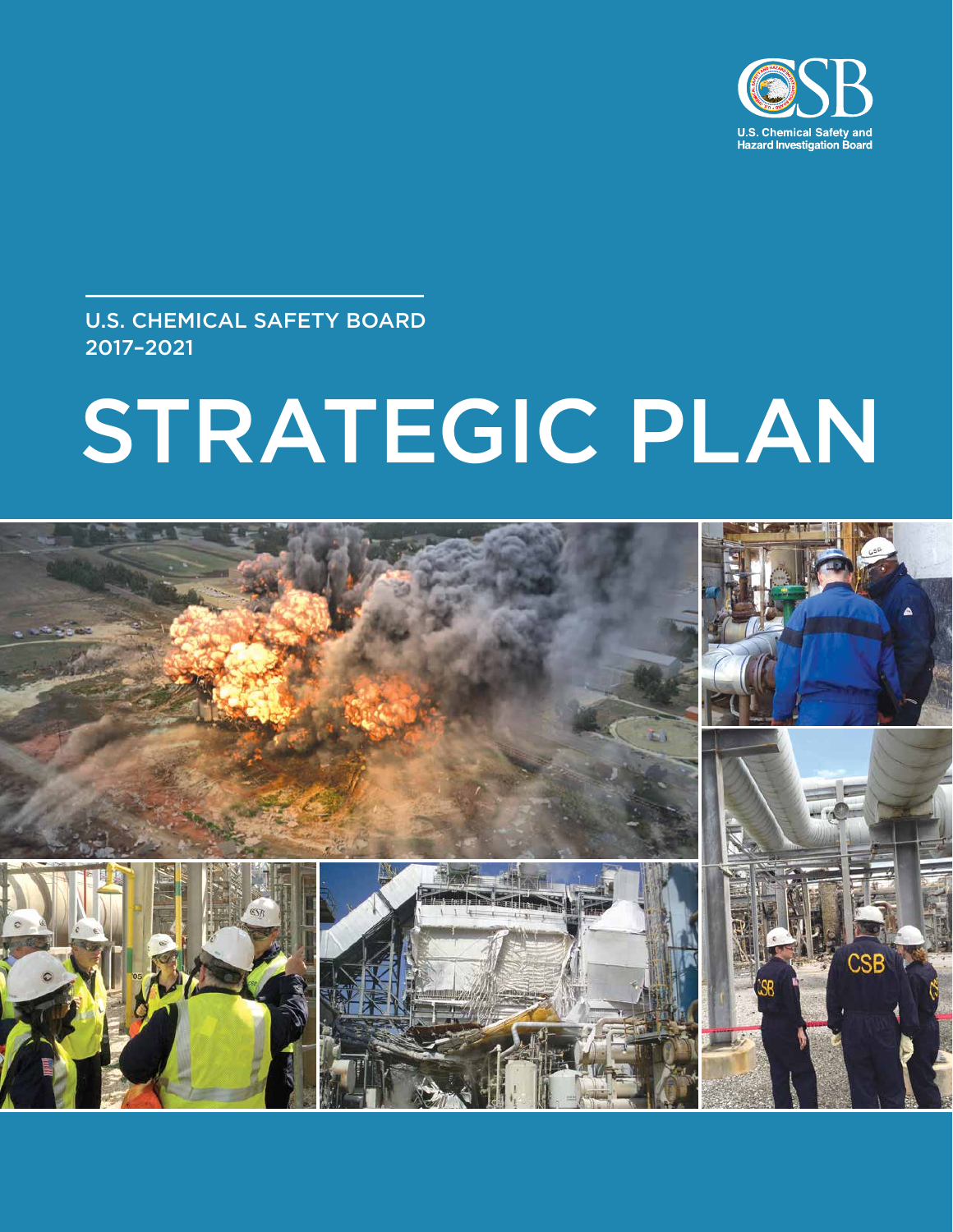CSB

U.S. Chemical Safety and Hazard Investigation Board

U.S. CHEMICAL SAFETY BOARD
2017–2021

# STRATEGIC PLAN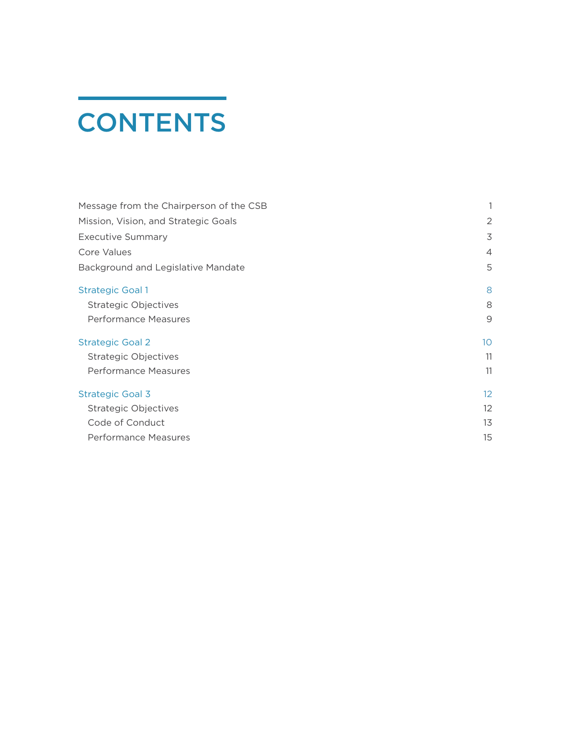# CONTENTS

| | |
|---|---|
| Message from the Chairperson of the CSB | 1 |
| Mission, Vision, and Strategic Goals | 2 |
| Executive Summary | 3 |
| Core Values | 4 |
| Background and Legislative Mandate | 5 |
| Strategic Goal 1 | 8 |
| Strategic Objectives | 8 |
| Performance Measures | 9 |
| Strategic Goal 2 | 10 |
| Strategic Objectives | 11 |
| Performance Measures | 11 |
| Strategic Goal 3 | 12 |
| Strategic Objectives | 12 |
| Code of Conduct | 13 |
| Performance Measures | 15 |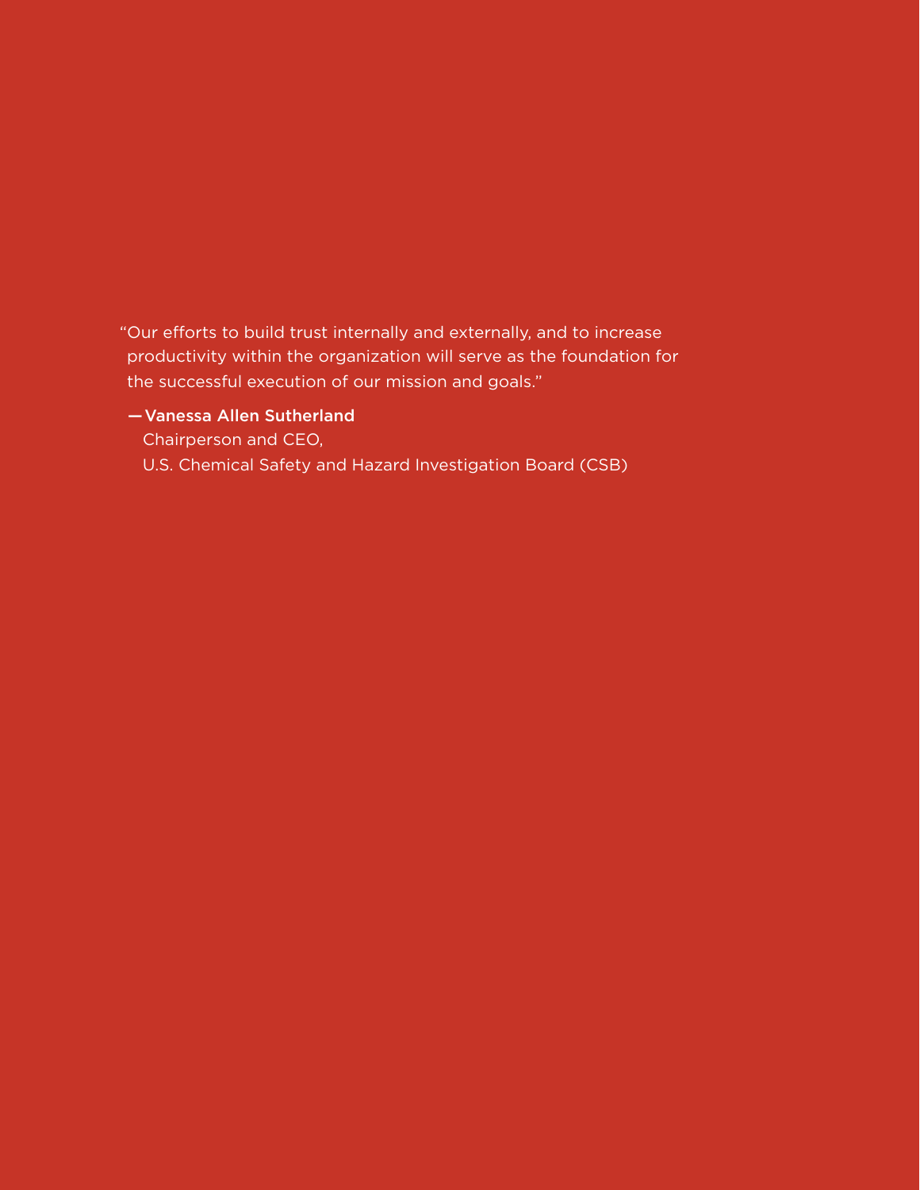"Our efforts to build trust internally and externally, and to increase productivity within the organization will serve as the foundation for the successful execution of our mission and goals."

— **Vanessa Allen Sutherland**
Chairperson and CEO,
U.S. Chemical Safety and Hazard Investigation Board (CSB)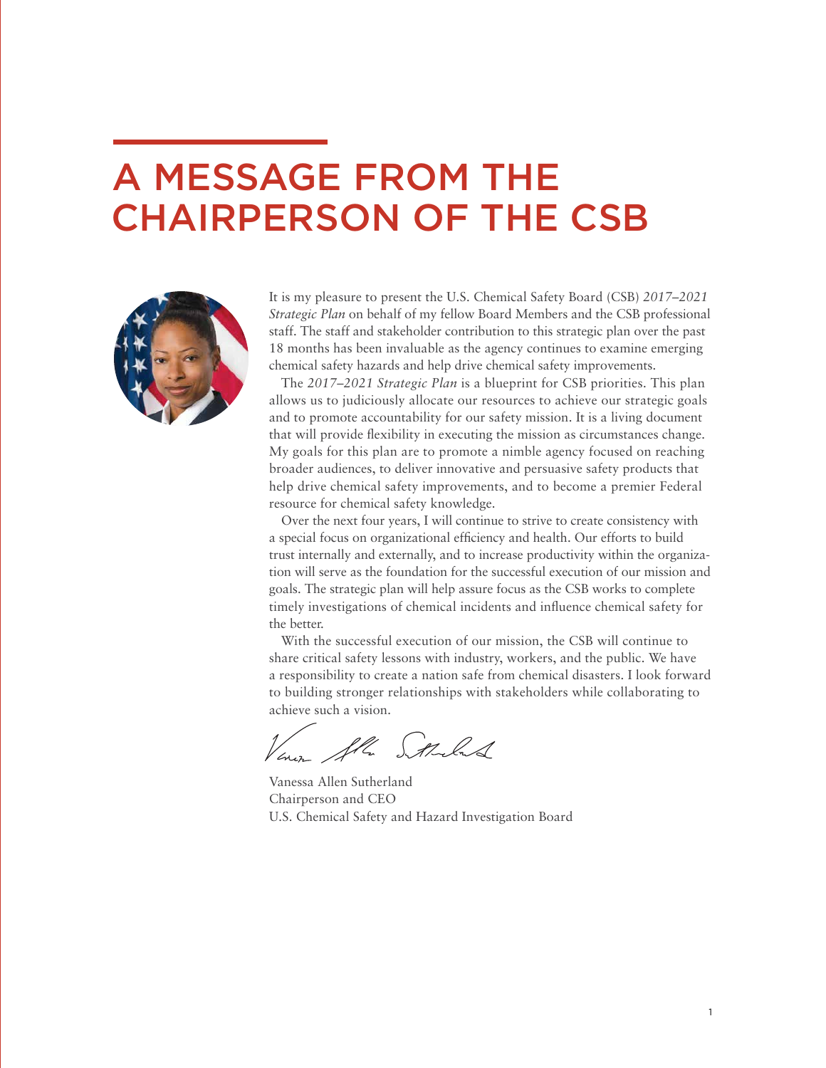# A MESSAGE FROM THE CHAIRPERSON OF THE CSB

It is my pleasure to present the U.S. Chemical Safety Board (CSB) *2017–2021 Strategic Plan* on behalf of my fellow Board Members and the CSB professional staff. The staff and stakeholder contribution to this strategic plan over the past 18 months has been invaluable as the agency continues to examine emerging chemical safety hazards and help drive chemical safety improvements.

The *2017–2021 Strategic Plan* is a blueprint for CSB priorities. This plan allows us to judiciously allocate our resources to achieve our strategic goals and to promote accountability for our safety mission. It is a living document that will provide flexibility in executing the mission as circumstances change. My goals for this plan are to promote a nimble agency focused on reaching broader audiences, to deliver innovative and persuasive safety products that help drive chemical safety improvements, and to become a premier Federal resource for chemical safety knowledge.

Over the next four years, I will continue to strive to create consistency with a special focus on organizational efficiency and health. Our efforts to build trust internally and externally, and to increase productivity within the organization will serve as the foundation for the successful execution of our mission and goals. The strategic plan will help assure focus as the CSB works to complete timely investigations of chemical incidents and influence chemical safety for the better.

With the successful execution of our mission, the CSB will continue to share critical safety lessons with industry, workers, and the public. We have a responsibility to create a nation safe from chemical disasters. I look forward to building stronger relationships with stakeholders while collaborating to achieve such a vision.

Vanessa Allen Sutherland
Chairperson and CEO
U.S. Chemical Safety and Hazard Investigation Board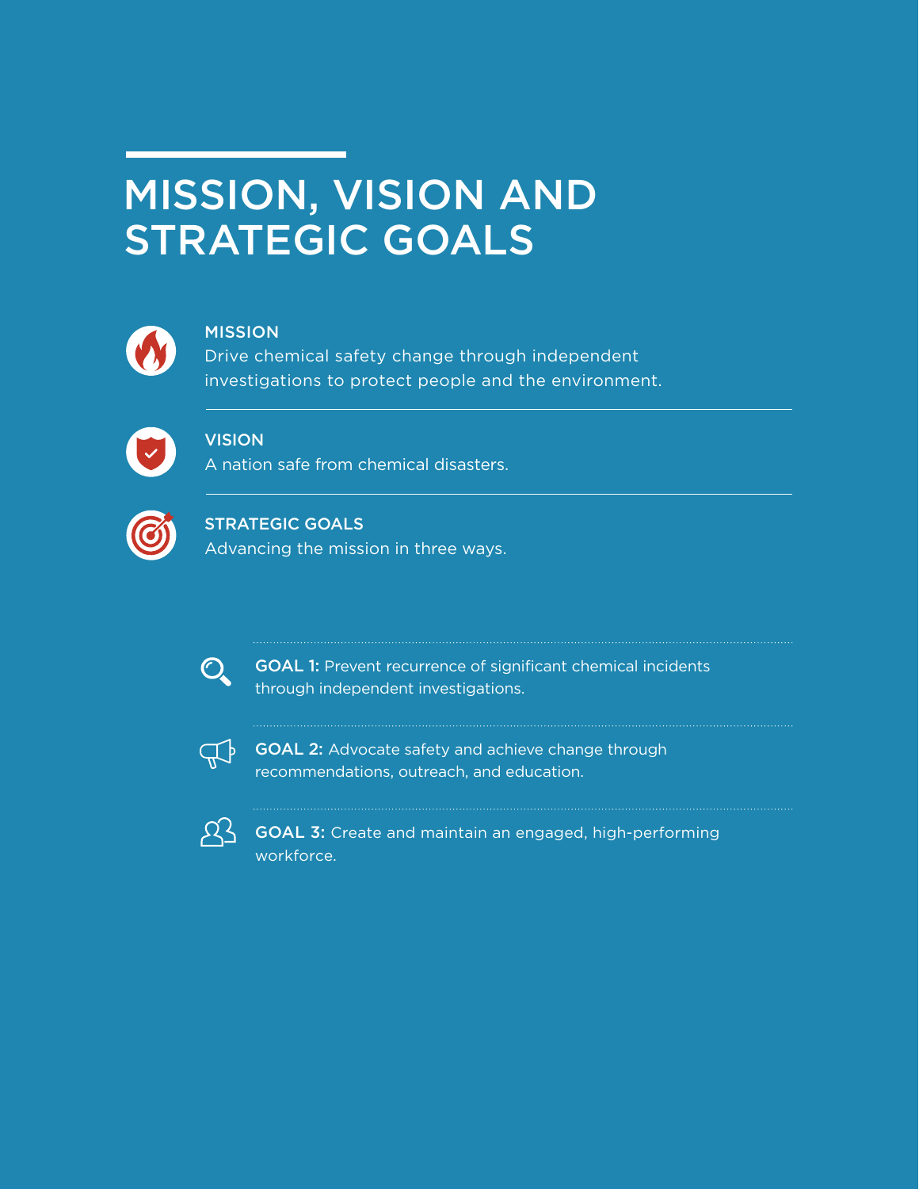# MISSION, VISION AND STRATEGIC GOALS

## MISSION

Drive chemical safety change through independent investigations to protect people and the environment.

## VISION

A nation safe from chemical disasters.

## STRATEGIC GOALS

Advancing the mission in three ways.

**GOAL 1:** Prevent recurrence of significant chemical incidents through independent investigations.

**GOAL 2:** Advocate safety and achieve change through recommendations, outreach, and education.

**GOAL 3:** Create and maintain an engaged, high-performing workforce.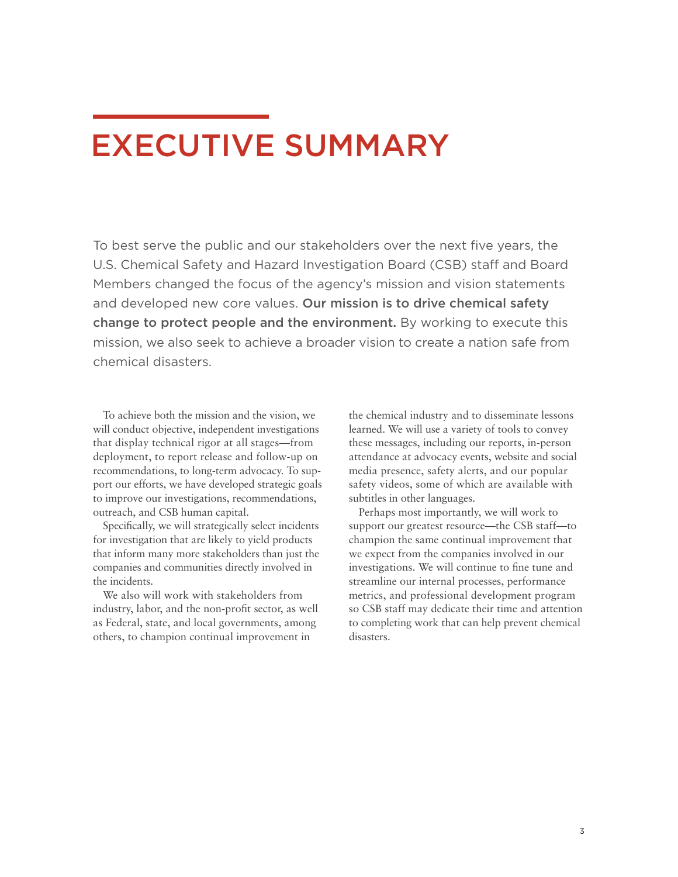# EXECUTIVE SUMMARY

To best serve the public and our stakeholders over the next five years, the U.S. Chemical Safety and Hazard Investigation Board (CSB) staff and Board Members changed the focus of the agency's mission and vision statements and developed new core values. **Our mission is to drive chemical safety change to protect people and the environment.** By working to execute this mission, we also seek to achieve a broader vision to create a nation safe from chemical disasters.

To achieve both the mission and the vision, we will conduct objective, independent investigations that display technical rigor at all stages—from deployment, to report release and follow-up on recommendations, to long-term advocacy. To support our efforts, we have developed strategic goals to improve our investigations, recommendations, outreach, and CSB human capital.

Specifically, we will strategically select incidents for investigation that are likely to yield products that inform many more stakeholders than just the companies and communities directly involved in the incidents.

We also will work with stakeholders from industry, labor, and the non-profit sector, as well as Federal, state, and local governments, among others, to champion continual improvement in the chemical industry and to disseminate lessons learned. We will use a variety of tools to convey these messages, including our reports, in-person attendance at advocacy events, website and social media presence, safety alerts, and our popular safety videos, some of which are available with subtitles in other languages.

Perhaps most importantly, we will work to support our greatest resource—the CSB staff—to champion the same continual improvement that we expect from the companies involved in our investigations. We will continue to fine tune and streamline our internal processes, performance metrics, and professional development program so CSB staff may dedicate their time and attention to completing work that can help prevent chemical disasters.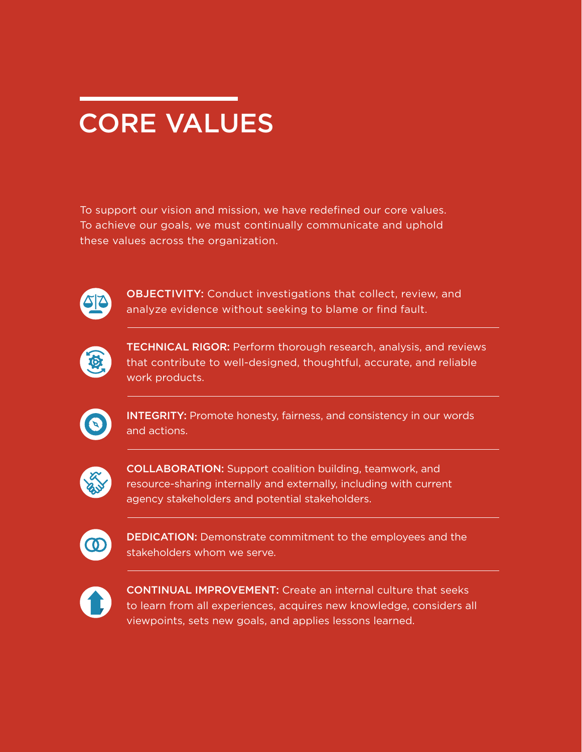# CORE VALUES

To support our vision and mission, we have redefined our core values. To achieve our goals, we must continually communicate and uphold these values across the organization.

**OBJECTIVITY:** Conduct investigations that collect, review, and analyze evidence without seeking to blame or find fault.

**TECHNICAL RIGOR:** Perform thorough research, analysis, and reviews that contribute to well-designed, thoughtful, accurate, and reliable work products.

**INTEGRITY:** Promote honesty, fairness, and consistency in our words and actions.

**COLLABORATION:** Support coalition building, teamwork, and resource-sharing internally and externally, including with current agency stakeholders and potential stakeholders.

**DEDICATION:** Demonstrate commitment to the employees and the stakeholders whom we serve.

**CONTINUAL IMPROVEMENT:** Create an internal culture that seeks to learn from all experiences, acquires new knowledge, considers all viewpoints, sets new goals, and applies lessons learned.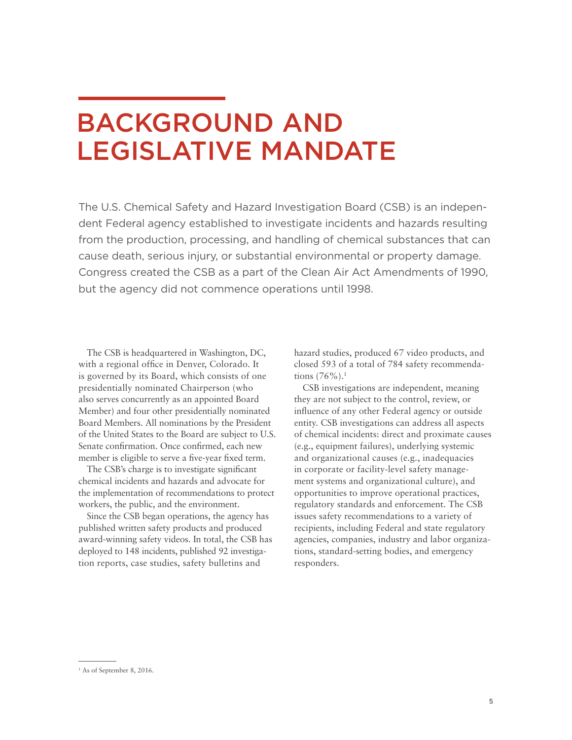# BACKGROUND AND LEGISLATIVE MANDATE

The U.S. Chemical Safety and Hazard Investigation Board (CSB) is an independent Federal agency established to investigate incidents and hazards resulting from the production, processing, and handling of chemical substances that can cause death, serious injury, or substantial environmental or property damage. Congress created the CSB as a part of the Clean Air Act Amendments of 1990, but the agency did not commence operations until 1998.

The CSB is headquartered in Washington, DC, with a regional office in Denver, Colorado. It is governed by its Board, which consists of one presidentially nominated Chairperson (who also serves concurrently as an appointed Board Member) and four other presidentially nominated Board Members. All nominations by the President of the United States to the Board are subject to U.S. Senate confirmation. Once confirmed, each new member is eligible to serve a five-year fixed term.

The CSB's charge is to investigate significant chemical incidents and hazards and advocate for the implementation of recommendations to protect workers, the public, and the environment.

Since the CSB began operations, the agency has published written safety products and produced award-winning safety videos. In total, the CSB has deployed to 148 incidents, published 92 investigation reports, case studies, safety bulletins and hazard studies, produced 67 video products, and closed 593 of a total of 784 safety recommendations (76%).[1]

CSB investigations are independent, meaning they are not subject to the control, review, or influence of any other Federal agency or outside entity. CSB investigations can address all aspects of chemical incidents: direct and proximate causes (e.g., equipment failures), underlying systemic and organizational causes (e.g., inadequacies in corporate or facility-level safety management systems and organizational culture), and opportunities to improve operational practices, regulatory standards and enforcement. The CSB issues safety recommendations to a variety of recipients, including Federal and state regulatory agencies, companies, industry and labor organizations, standard-setting bodies, and emergency responders.

---

[1] As of September 8, 2016.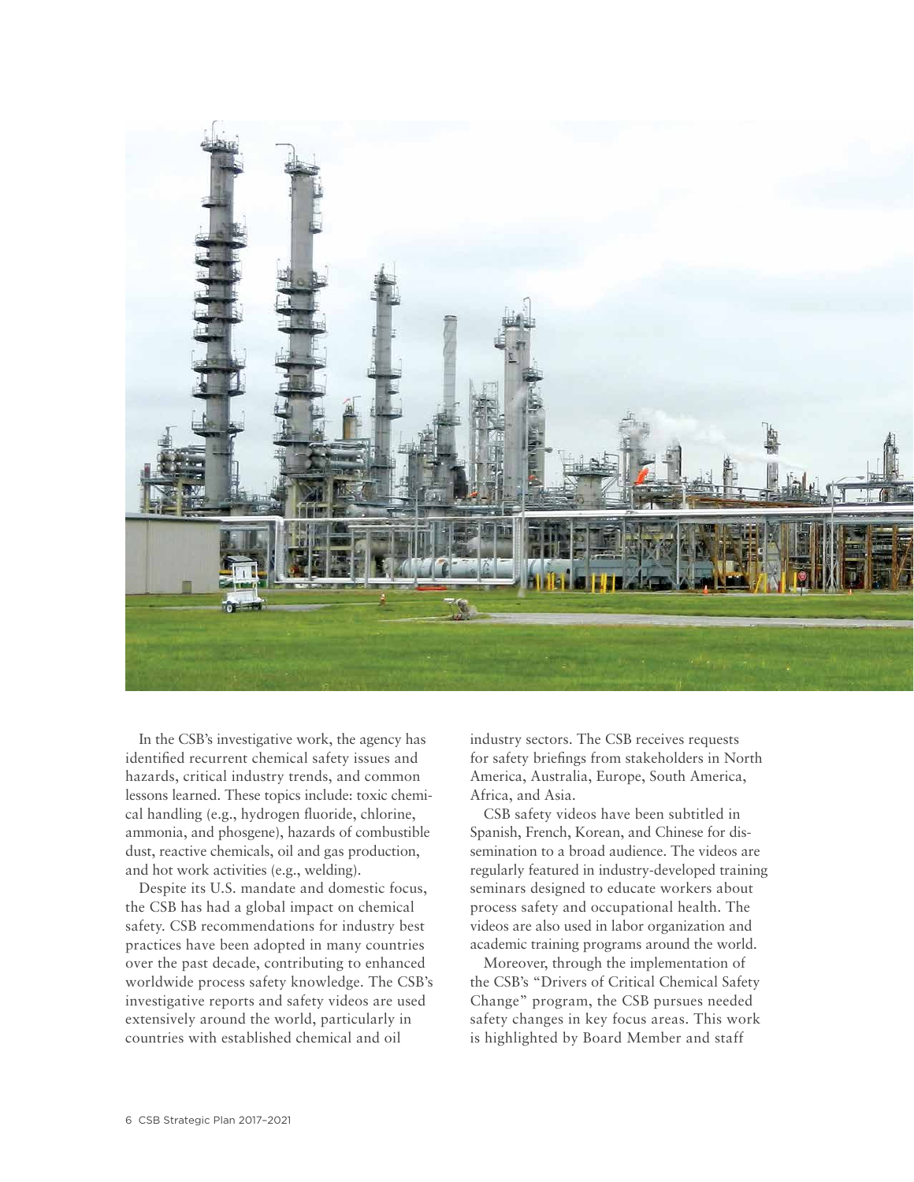In the CSB's investigative work, the agency has identified recurrent chemical safety issues and hazards, critical industry trends, and common lessons learned. These topics include: toxic chemical handling (e.g., hydrogen fluoride, chlorine, ammonia, and phosgene), hazards of combustible dust, reactive chemicals, oil and gas production, and hot work activities (e.g., welding).

Despite its U.S. mandate and domestic focus, the CSB has had a global impact on chemical safety. CSB recommendations for industry best practices have been adopted in many countries over the past decade, contributing to enhanced worldwide process safety knowledge. The CSB's investigative reports and safety videos are used extensively around the world, particularly in countries with established chemical and oil industry sectors. The CSB receives requests for safety briefings from stakeholders in North America, Australia, Europe, South America, Africa, and Asia.

CSB safety videos have been subtitled in Spanish, French, Korean, and Chinese for dissemination to a broad audience. The videos are regularly featured in industry-developed training seminars designed to educate workers about process safety and occupational health. The videos are also used in labor organization and academic training programs around the world.

Moreover, through the implementation of the CSB's "Drivers of Critical Chemical Safety Change" program, the CSB pursues needed safety changes in key focus areas. This work is highlighted by Board Member and staff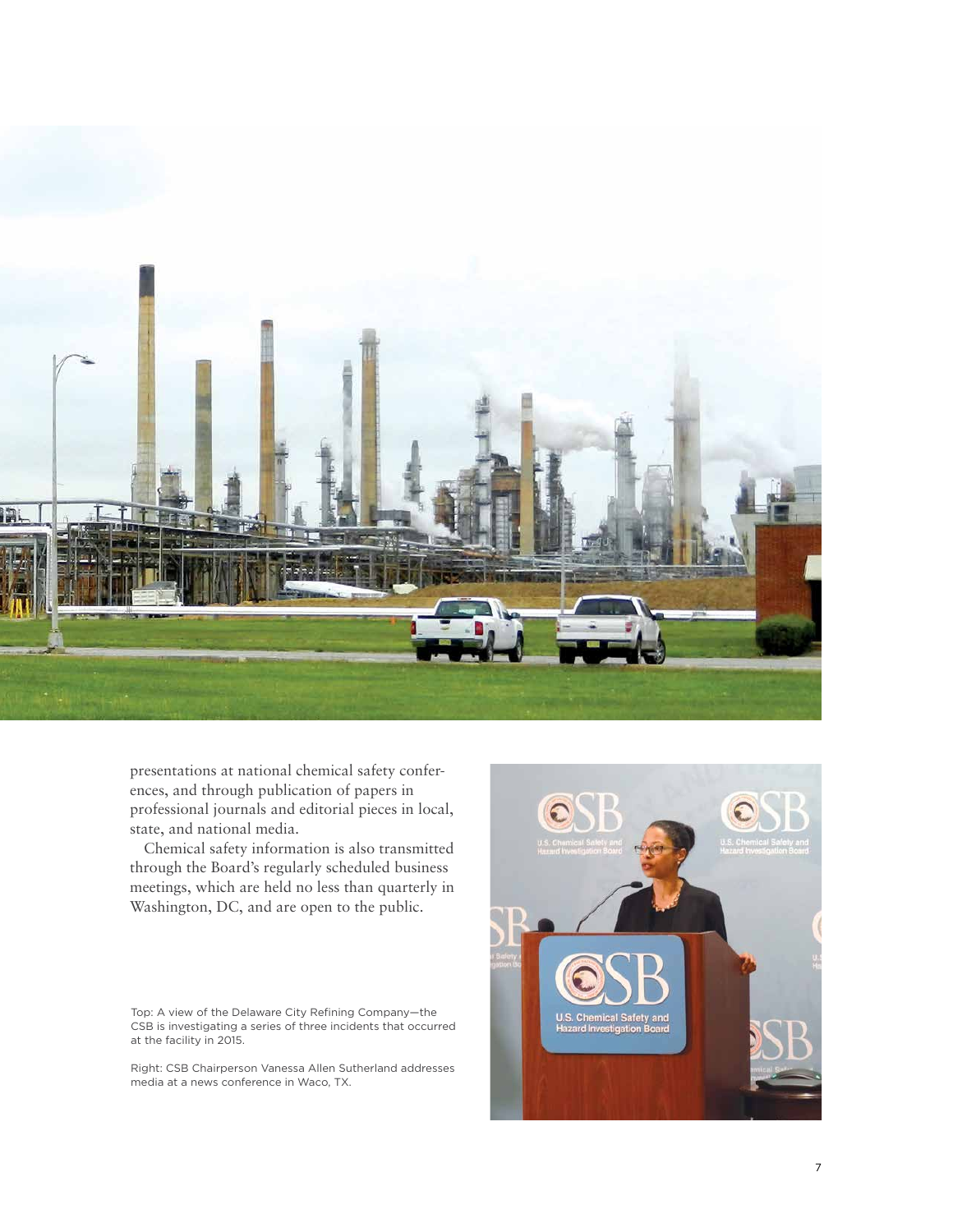presentations at national chemical safety conferences, and through publication of papers in professional journals and editorial pieces in local, state, and national media.

Chemical safety information is also transmitted through the Board's regularly scheduled business meetings, which are held no less than quarterly in Washington, DC, and are open to the public.

Top: A view of the Delaware City Refining Company—the CSB is investigating a series of three incidents that occurred at the facility in 2015.

Right: CSB Chairperson Vanessa Allen Sutherland addresses media at a news conference in Waco, TX.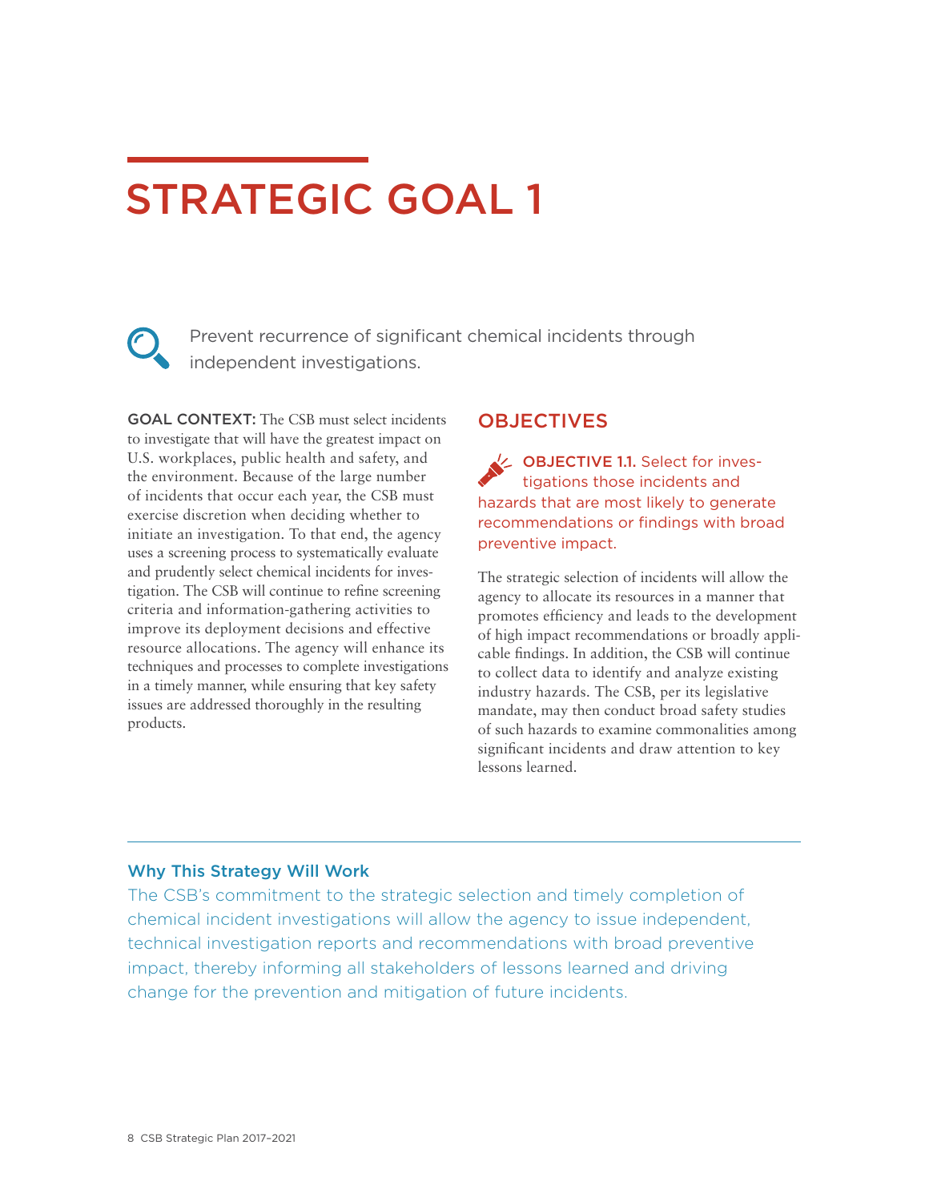# STRATEGIC GOAL 1

Prevent recurrence of significant chemical incidents through independent investigations.

**GOAL CONTEXT:** The CSB must select incidents to investigate that will have the greatest impact on U.S. workplaces, public health and safety, and the environment. Because of the large number of incidents that occur each year, the CSB must exercise discretion when deciding whether to initiate an investigation. To that end, the agency uses a screening process to systematically evaluate and prudently select chemical incidents for investigation. The CSB will continue to refine screening criteria and information-gathering activities to improve its deployment decisions and effective resource allocations. The agency will enhance its techniques and processes to complete investigations in a timely manner, while ensuring that key safety issues are addressed thoroughly in the resulting products.

## OBJECTIVES

**OBJECTIVE 1.1.** Select for investigations those incidents and hazards that are most likely to generate recommendations or findings with broad preventive impact.

The strategic selection of incidents will allow the agency to allocate its resources in a manner that promotes efficiency and leads to the development of high impact recommendations or broadly applicable findings. In addition, the CSB will continue to collect data to identify and analyze existing industry hazards. The CSB, per its legislative mandate, may then conduct broad safety studies of such hazards to examine commonalities among significant incidents and draw attention to key lessons learned.

---

### Why This Strategy Will Work

The CSB's commitment to the strategic selection and timely completion of chemical incident investigations will allow the agency to issue independent, technical investigation reports and recommendations with broad preventive impact, thereby informing all stakeholders of lessons learned and driving change for the prevention and mitigation of future incidents.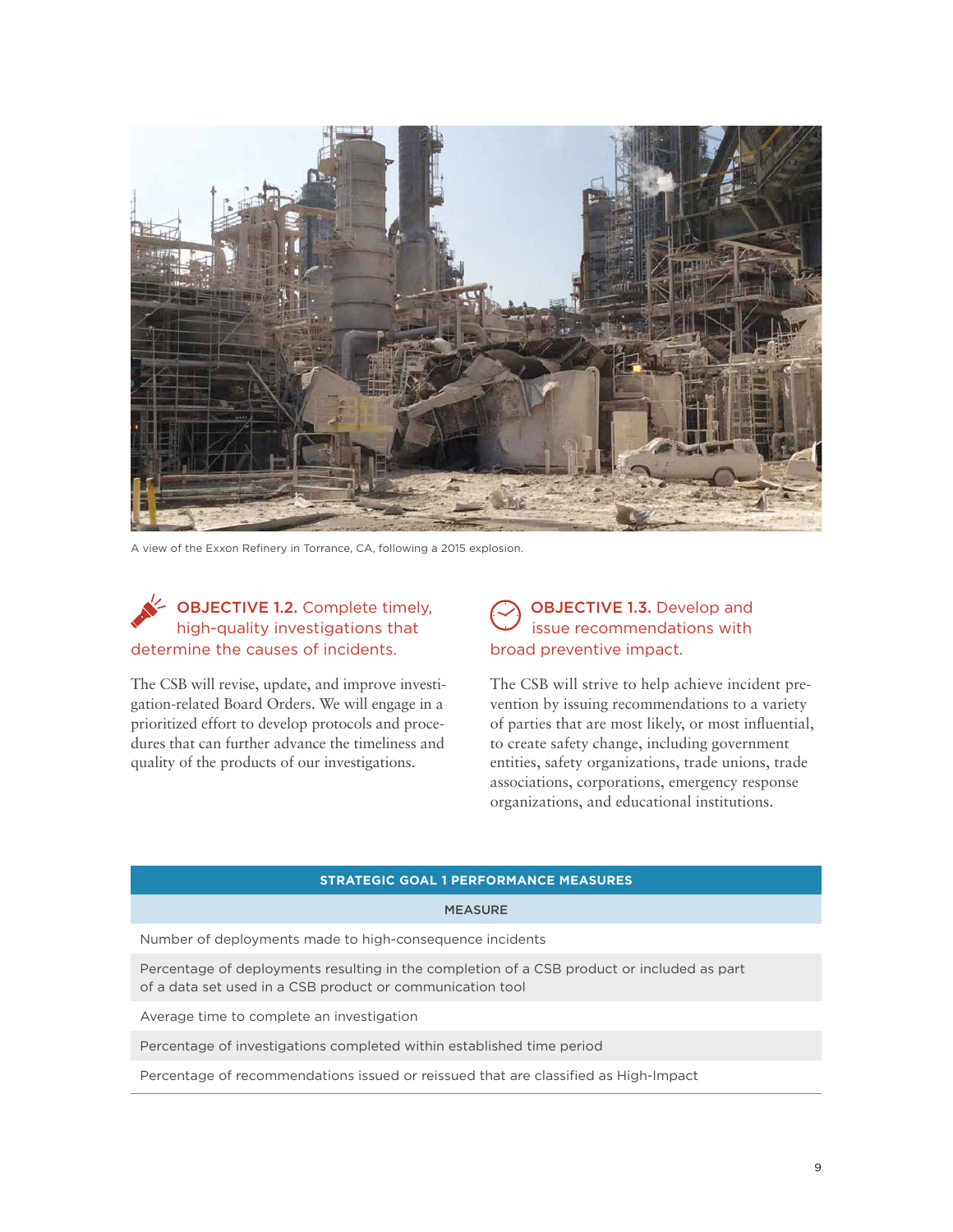A view of the Exxon Refinery in Torrance, CA, following a 2015 explosion.

### OBJECTIVE 1.2. Complete timely, high-quality investigations that determine the causes of incidents.

The CSB will revise, update, and improve investigation-related Board Orders. We will engage in a prioritized effort to develop protocols and procedures that can further advance the timeliness and quality of the products of our investigations.

### OBJECTIVE 1.3. Develop and issue recommendations with broad preventive impact.

The CSB will strive to help achieve incident prevention by issuing recommendations to a variety of parties that are most likely, or most influential, to create safety change, including government entities, safety organizations, trade unions, trade associations, corporations, emergency response organizations, and educational institutions.

| STRATEGIC GOAL 1 PERFORMANCE MEASURES |
|---|
| **MEASURE** |
| Number of deployments made to high-consequence incidents |
| Percentage of deployments resulting in the completion of a CSB product or included as part of a data set used in a CSB product or communication tool |
| Average time to complete an investigation |
| Percentage of investigations completed within established time period |
| Percentage of recommendations issued or reissued that are classified as High-Impact |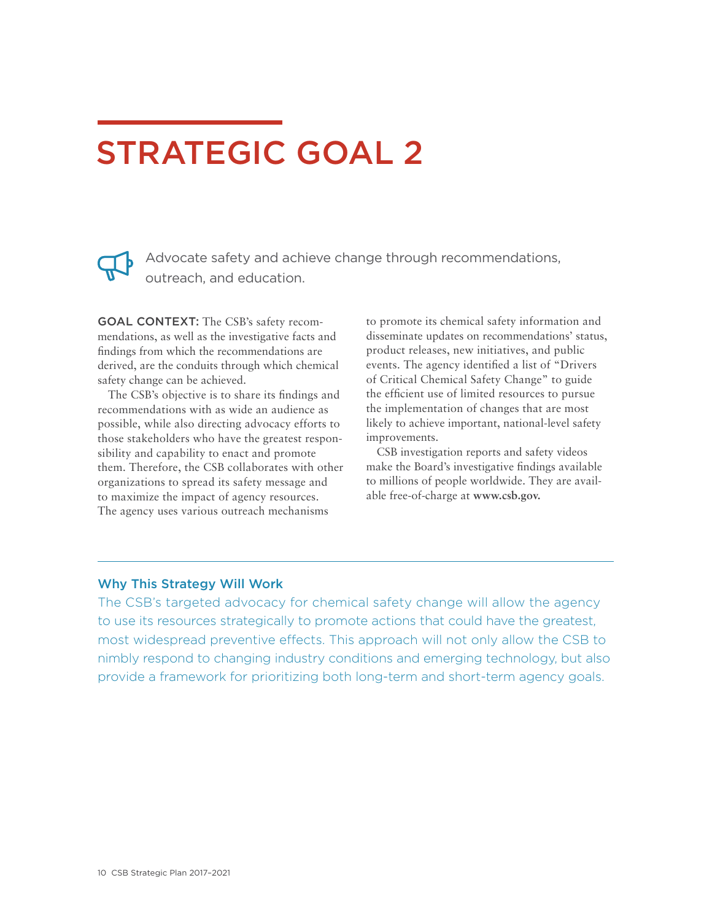# STRATEGIC GOAL 2

Advocate safety and achieve change through recommendations, outreach, and education.

**GOAL CONTEXT:** The CSB's safety recommendations, as well as the investigative facts and findings from which the recommendations are derived, are the conduits through which chemical safety change can be achieved.

The CSB's objective is to share its findings and recommendations with as wide an audience as possible, while also directing advocacy efforts to those stakeholders who have the greatest responsibility and capability to enact and promote them. Therefore, the CSB collaborates with other organizations to spread its safety message and to maximize the impact of agency resources. The agency uses various outreach mechanisms to promote its chemical safety information and disseminate updates on recommendations' status, product releases, new initiatives, and public events. The agency identified a list of "Drivers of Critical Chemical Safety Change" to guide the efficient use of limited resources to pursue the implementation of changes that are most likely to achieve important, national-level safety improvements.

CSB investigation reports and safety videos make the Board's investigative findings available to millions of people worldwide. They are available free-of-charge at **www.csb.gov.**

### Why This Strategy Will Work

The CSB's targeted advocacy for chemical safety change will allow the agency to use its resources strategically to promote actions that could have the greatest, most widespread preventive effects. This approach will not only allow the CSB to nimbly respond to changing industry conditions and emerging technology, but also provide a framework for prioritizing both long-term and short-term agency goals.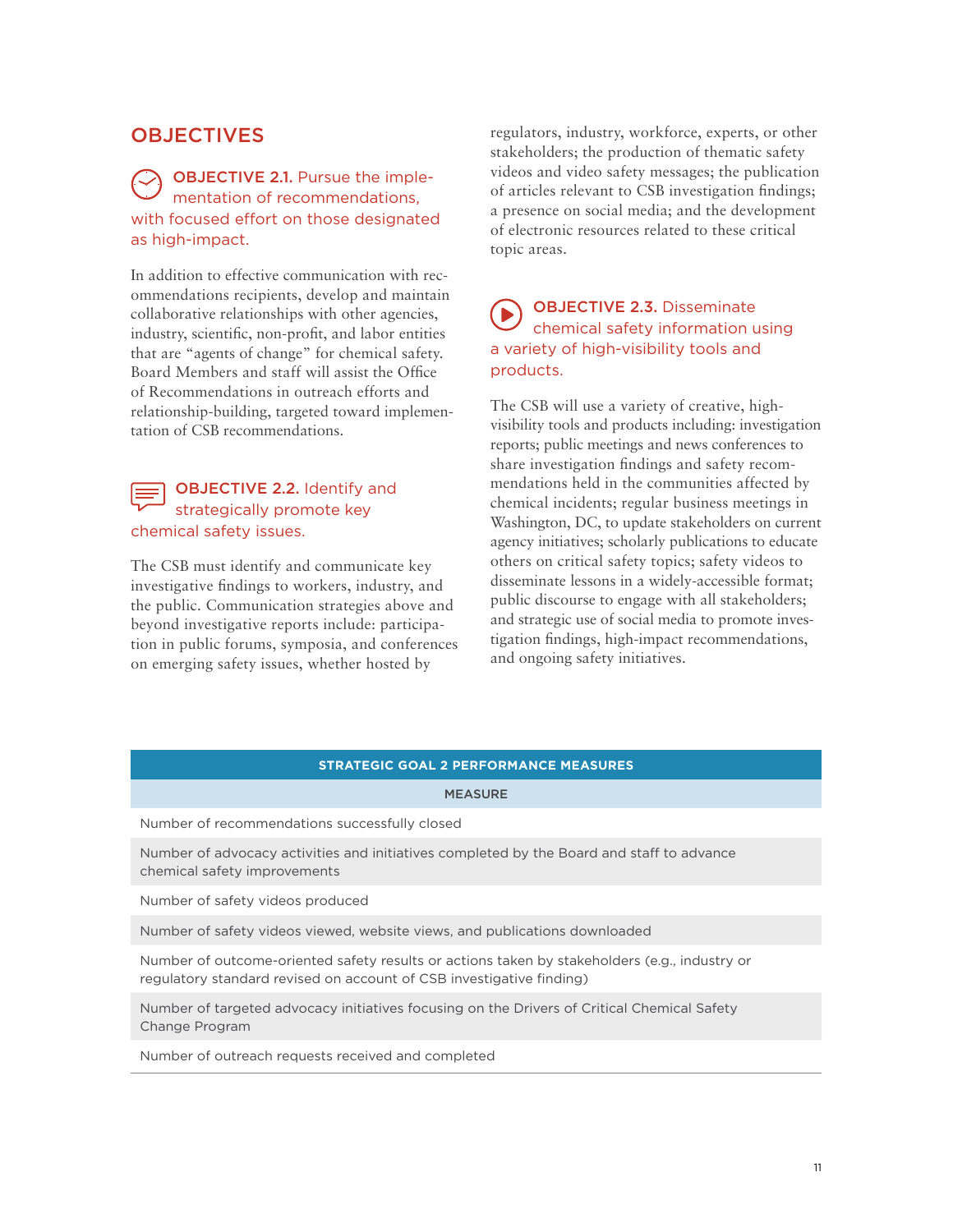## OBJECTIVES

### OBJECTIVE 2.1. Pursue the implementation of recommendations, with focused effort on those designated as high-impact.

In addition to effective communication with recommendations recipients, develop and maintain collaborative relationships with other agencies, industry, scientific, non-profit, and labor entities that are "agents of change" for chemical safety. Board Members and staff will assist the Office of Recommendations in outreach efforts and relationship-building, targeted toward implementation of CSB recommendations.

### OBJECTIVE 2.2. Identify and strategically promote key chemical safety issues.

The CSB must identify and communicate key investigative findings to workers, industry, and the public. Communication strategies above and beyond investigative reports include: participation in public forums, symposia, and conferences on emerging safety issues, whether hosted by regulators, industry, workforce, experts, or other stakeholders; the production of thematic safety videos and video safety messages; the publication of articles relevant to CSB investigation findings; a presence on social media; and the development of electronic resources related to these critical topic areas.

### OBJECTIVE 2.3. Disseminate chemical safety information using a variety of high-visibility tools and products.

The CSB will use a variety of creative, high-visibility tools and products including: investigation reports; public meetings and news conferences to share investigation findings and safety recommendations held in the communities affected by chemical incidents; regular business meetings in Washington, DC, to update stakeholders on current agency initiatives; scholarly publications to educate others on critical safety topics; safety videos to disseminate lessons in a widely-accessible format; public discourse to engage with all stakeholders; and strategic use of social media to promote investigation findings, high-impact recommendations, and ongoing safety initiatives.

| STRATEGIC GOAL 2 PERFORMANCE MEASURES |
|---|
| MEASURE |
| Number of recommendations successfully closed |
| Number of advocacy activities and initiatives completed by the Board and staff to advance chemical safety improvements |
| Number of safety videos produced |
| Number of safety videos viewed, website views, and publications downloaded |
| Number of outcome-oriented safety results or actions taken by stakeholders (e.g., industry or regulatory standard revised on account of CSB investigative finding) |
| Number of targeted advocacy initiatives focusing on the Drivers of Critical Chemical Safety Change Program |
| Number of outreach requests received and completed |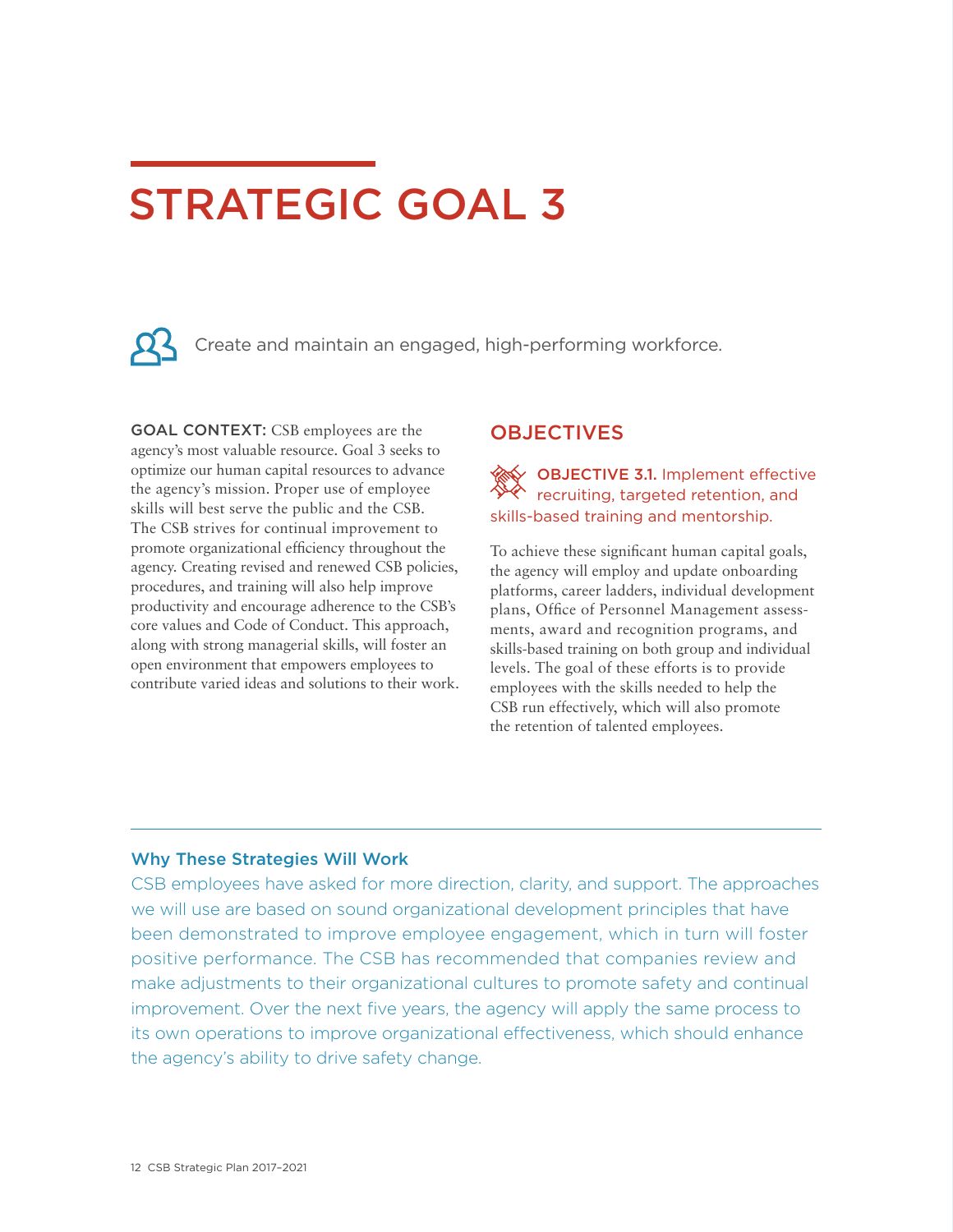# STRATEGIC GOAL 3

Create and maintain an engaged, high-performing workforce.

**GOAL CONTEXT:** CSB employees are the agency's most valuable resource. Goal 3 seeks to optimize our human capital resources to advance the agency's mission. Proper use of employee skills will best serve the public and the CSB. The CSB strives for continual improvement to promote organizational efficiency throughout the agency. Creating revised and renewed CSB policies, procedures, and training will also help improve productivity and encourage adherence to the CSB's core values and Code of Conduct. This approach, along with strong managerial skills, will foster an open environment that empowers employees to contribute varied ideas and solutions to their work.

## OBJECTIVES

### OBJECTIVE 3.1. Implement effective recruiting, targeted retention, and skills-based training and mentorship.

To achieve these significant human capital goals, the agency will employ and update onboarding platforms, career ladders, individual development plans, Office of Personnel Management assessments, award and recognition programs, and skills-based training on both group and individual levels. The goal of these efforts is to provide employees with the skills needed to help the CSB run effectively, which will also promote the retention of talented employees.

### Why These Strategies Will Work

CSB employees have asked for more direction, clarity, and support. The approaches we will use are based on sound organizational development principles that have been demonstrated to improve employee engagement, which in turn will foster positive performance. The CSB has recommended that companies review and make adjustments to their organizational cultures to promote safety and continual improvement. Over the next five years, the agency will apply the same process to its own operations to improve organizational effectiveness, which should enhance the agency's ability to drive safety change.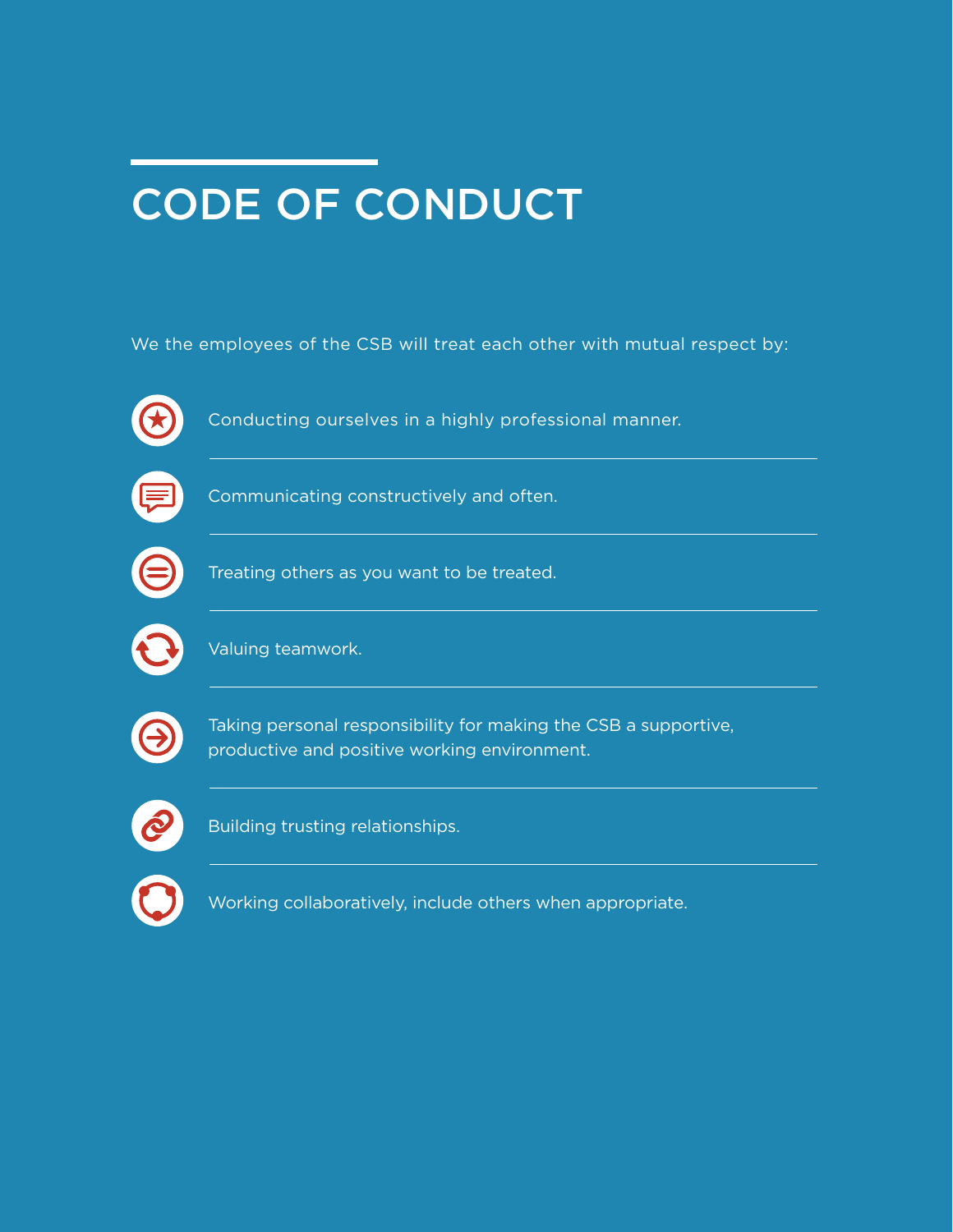# CODE OF CONDUCT

We the employees of the CSB will treat each other with mutual respect by:

- Conducting ourselves in a highly professional manner.
- Communicating constructively and often.
- Treating others as you want to be treated.
- Valuing teamwork.
- Taking personal responsibility for making the CSB a supportive, productive and positive working environment.
- Building trusting relationships.
- Working collaboratively, include others when appropriate.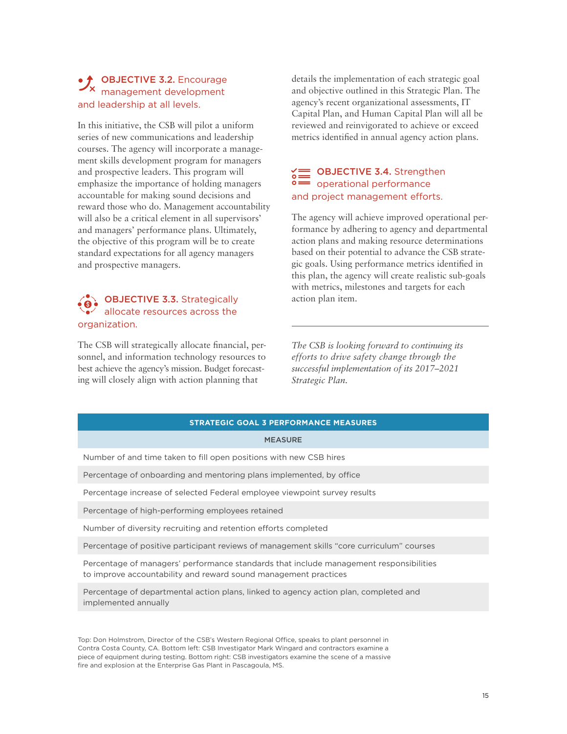### OBJECTIVE 3.2. Encourage management development and leadership at all levels.

In this initiative, the CSB will pilot a uniform series of new communications and leadership courses. The agency will incorporate a management skills development program for managers and prospective leaders. This program will emphasize the importance of holding managers accountable for making sound decisions and reward those who do. Management accountability will also be a critical element in all supervisors' and managers' performance plans. Ultimately, the objective of this program will be to create standard expectations for all agency managers and prospective managers.

### OBJECTIVE 3.3. Strategically allocate resources across the organization.

The CSB will strategically allocate financial, personnel, and information technology resources to best achieve the agency's mission. Budget forecasting will closely align with action planning that details the implementation of each strategic goal and objective outlined in this Strategic Plan. The agency's recent organizational assessments, IT Capital Plan, and Human Capital Plan will all be reviewed and reinvigorated to achieve or exceed metrics identified in annual agency action plans.

### OBJECTIVE 3.4. Strengthen operational performance and project management efforts.

The agency will achieve improved operational performance by adhering to agency and departmental action plans and making resource determinations based on their potential to advance the CSB strategic goals. Using performance metrics identified in this plan, the agency will create realistic sub-goals with metrics, milestones and targets for each action plan item.

---

*The CSB is looking forward to continuing its efforts to drive safety change through the successful implementation of its 2017–2021 Strategic Plan.*

| STRATEGIC GOAL 3 PERFORMANCE MEASURES |
|---|
| MEASURE |
| Number of and time taken to fill open positions with new CSB hires |
| Percentage of onboarding and mentoring plans implemented, by office |
| Percentage increase of selected Federal employee viewpoint survey results |
| Percentage of high-performing employees retained |
| Number of diversity recruiting and retention efforts completed |
| Percentage of positive participant reviews of management skills "core curriculum" courses |
| Percentage of managers' performance standards that include management responsibilities to improve accountability and reward sound management practices |
| Percentage of departmental action plans, linked to agency action plan, completed and implemented annually |

Top: Don Holmstrom, Director of the CSB's Western Regional Office, speaks to plant personnel in Contra Costa County, CA. Bottom left: CSB Investigator Mark Wingard and contractors examine a piece of equipment during testing. Bottom right: CSB investigators examine the scene of a massive fire and explosion at the Enterprise Gas Plant in Pascagoula, MS.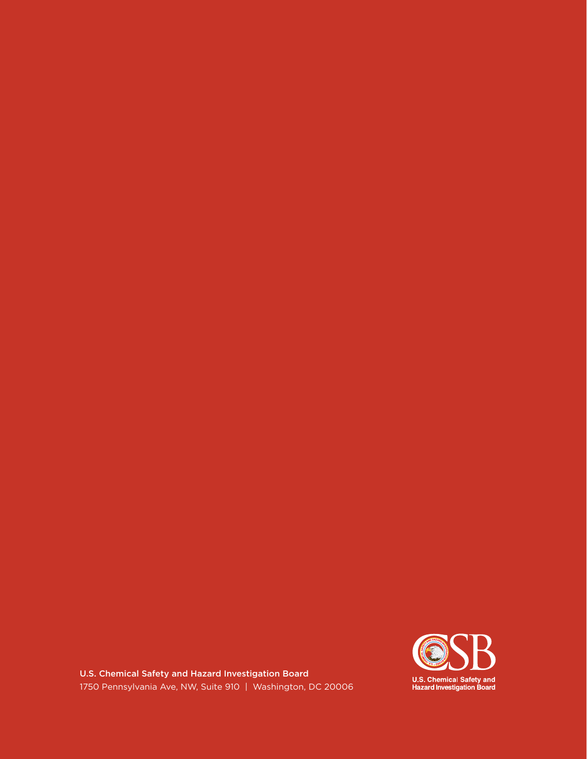U.S. Chemical Safety and Hazard Investigation Board

1750 Pennsylvania Ave, NW, Suite 910 | Washington, DC 20006

CSB

U.S. Chemical Safety and Hazard Investigation Board